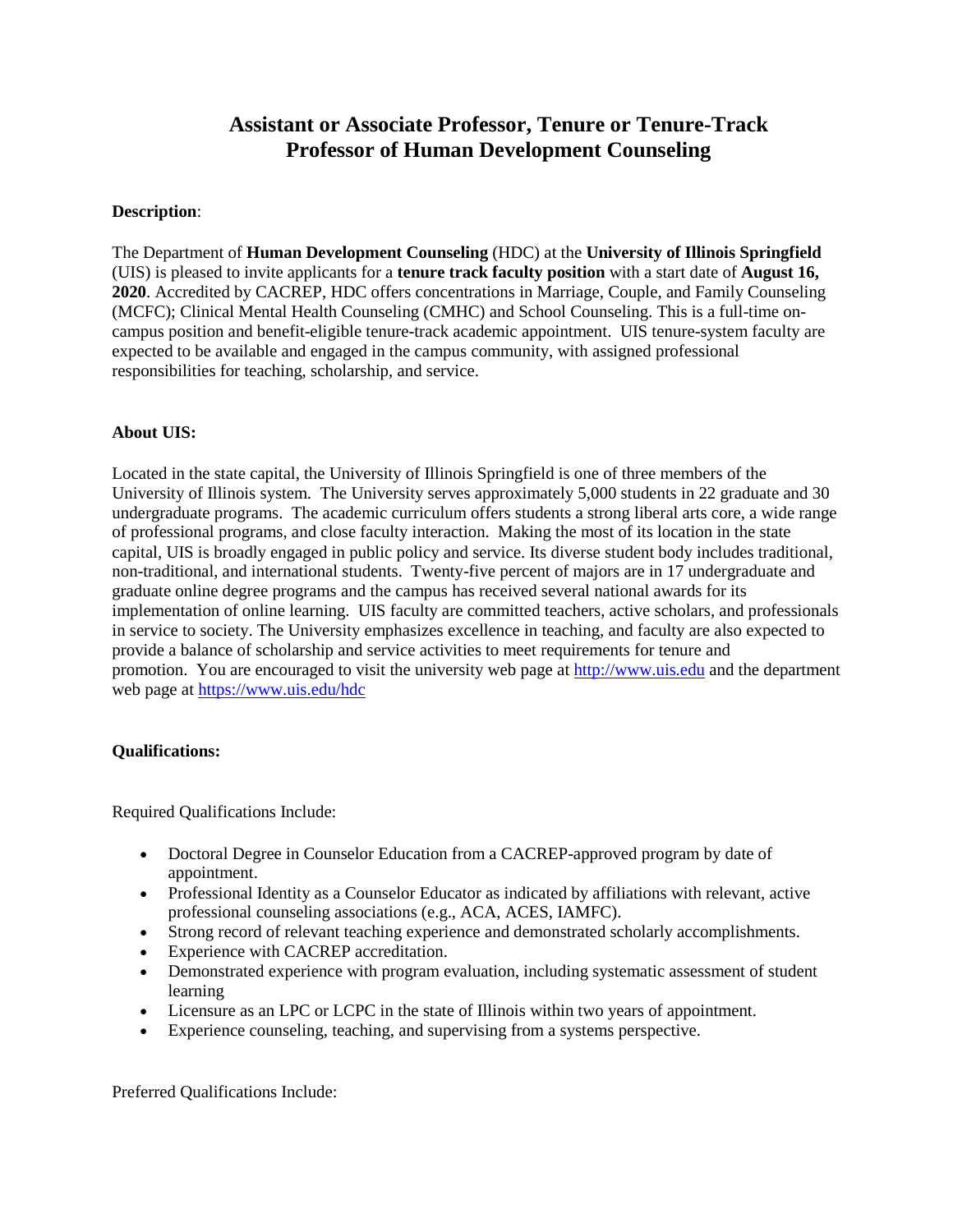# Assistant or Associate Professor, Tenure or Tenure-Track Professor of Human Development Counseling

**Description**:

The Department of **Human Development Counseling** (HDC) at the **University of Illinois Springfield** (UIS) is pleased to invite applicants for a **tenure track faculty position** with a start date of **August 16, 2020**. Accredited by CACREP, HDC offers concentrations in Marriage, Couple, and Family Counseling (MCFC); Clinical Mental Health Counseling (CMHC) and School Counseling. This is a full-time on-campus position and benefit-eligible tenure-track academic appointment. UIS tenure-system faculty are expected to be available and engaged in the campus community, with assigned professional responsibilities for teaching, scholarship, and service.

**About UIS:**

Located in the state capital, the University of Illinois Springfield is one of three members of the University of Illinois system. The University serves approximately 5,000 students in 22 graduate and 30 undergraduate programs. The academic curriculum offers students a strong liberal arts core, a wide range of professional programs, and close faculty interaction. Making the most of its location in the state capital, UIS is broadly engaged in public policy and service. Its diverse student body includes traditional, non-traditional, and international students. Twenty-five percent of majors are in 17 undergraduate and graduate online degree programs and the campus has received several national awards for its implementation of online learning. UIS faculty are committed teachers, active scholars, and professionals in service to society. The University emphasizes excellence in teaching, and faculty are also expected to provide a balance of scholarship and service activities to meet requirements for tenure and promotion. You are encouraged to visit the university web page at http://www.uis.edu and the department web page at https://www.uis.edu/hdc

**Qualifications:**

Required Qualifications Include:

- Doctoral Degree in Counselor Education from a CACREP-approved program by date of appointment.
- Professional Identity as a Counselor Educator as indicated by affiliations with relevant, active professional counseling associations (e.g., ACA, ACES, IAMFC).
- Strong record of relevant teaching experience and demonstrated scholarly accomplishments.
- Experience with CACREP accreditation.
- Demonstrated experience with program evaluation, including systematic assessment of student learning
- Licensure as an LPC or LCPC in the state of Illinois within two years of appointment.
- Experience counseling, teaching, and supervising from a systems perspective.

Preferred Qualifications Include: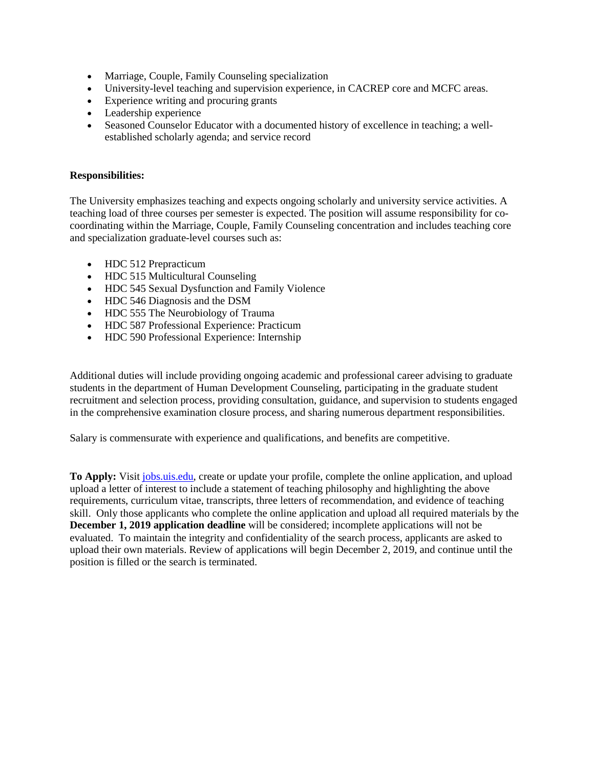- Marriage, Couple, Family Counseling specialization
- University-level teaching and supervision experience, in CACREP core and MCFC areas.
- Experience writing and procuring grants
- Leadership experience
- Seasoned Counselor Educator with a documented history of excellence in teaching; a well-established scholarly agenda; and service record

**Responsibilities:**

The University emphasizes teaching and expects ongoing scholarly and university service activities. A teaching load of three courses per semester is expected. The position will assume responsibility for co-coordinating within the Marriage, Couple, Family Counseling concentration and includes teaching core and specialization graduate-level courses such as:

- HDC 512 Prepracticum
- HDC 515 Multicultural Counseling
- HDC 545 Sexual Dysfunction and Family Violence
- HDC 546 Diagnosis and the DSM
- HDC 555 The Neurobiology of Trauma
- HDC 587 Professional Experience: Practicum
- HDC 590 Professional Experience: Internship

Additional duties will include providing ongoing academic and professional career advising to graduate students in the department of Human Development Counseling, participating in the graduate student recruitment and selection process, providing consultation, guidance, and supervision to students engaged in the comprehensive examination closure process, and sharing numerous department responsibilities.

Salary is commensurate with experience and qualifications, and benefits are competitive.

**To Apply:** Visit [jobs.uis.edu](jobs.uis.edu), create or update your profile, complete the online application, and upload upload a letter of interest to include a statement of teaching philosophy and highlighting the above requirements, curriculum vitae, transcripts, three letters of recommendation, and evidence of teaching skill. Only those applicants who complete the online application and upload all required materials by the **December 1, 2019 application deadline** will be considered; incomplete applications will not be evaluated. To maintain the integrity and confidentiality of the search process, applicants are asked to upload their own materials. Review of applications will begin December 2, 2019, and continue until the position is filled or the search is terminated.